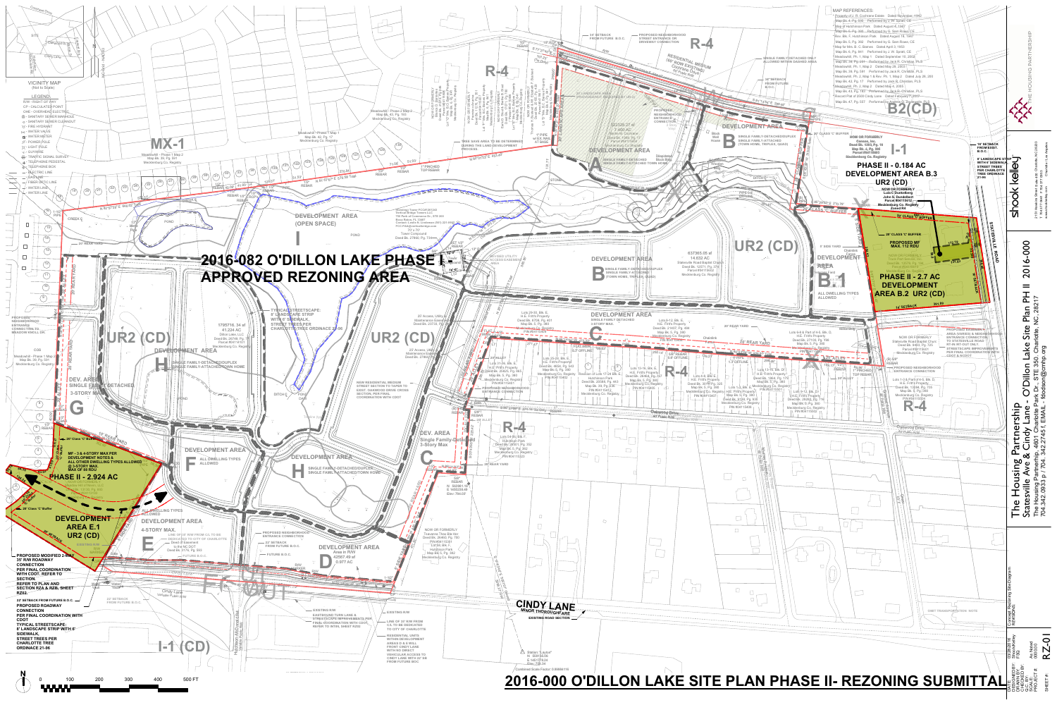# 2016-000 O'DILLON LAKE SITE PLAN PHASE II- REZONING SUBMITTAL

## 2016-082 O'DILLON LAKE PHASE I APPROVED REZONING AREA

**VICINITY MAP** (Not to Scale)

**LEGEND:**

- R/W - RIGHT OF WAY
- CP - CALCULATED POINT
- OHE - OVERHEAD ELECTRIC
- SANITARY SEWER MANHOLE
- SANITARY SEWER CLEANOUT
- FIRE HYDRANT
- WATER VALVE
- WATER METER
- POWER POLE
- LIGHT POLE
- GUY WIRE
- TRAFFIC SIGNAL SURVEY
- TELEPHONE PEDESTAL
- TELEPHONE BOX
- ELECTRIC LINE
- GAS LINE
- FIBER OPTIC LINE
- WATER LINE
- WATER LINE

**MAP REFERENCES:**

- Property of J. R. Cochrane Estate. Dated November, 1942
- Map Bk. 4, Pg. 499. Performed by J. W. Spratt, CE
- Map of Hutchinson Park. Dated August 4, 1947
- Map Bk. 6, Pg. 388. Performed by G. Sam Rowe, CE
- Rev. Blk. F, Hutchinson Park. Dated August 19, 1947
- Map Bk. 6, Pg. 392. Performed by G. Sam Rowe, CE
- Map for Mrs. B. C. Barnes. Dated April 3, 1953
- Map Bk. 6, Pg. 841. Performed by J. W. Spratt, CE
- Meadowhill, Ph. 1, Map 1. Dated September 19, 2002
- Map Bk. 39, Pg. 29. Performed by Jack R. Christian, PLS
- Meadowhill, Ph. 1, Map 2. Dated May 28, 2003
- Map Bk. 39, Pg. 830. Performed by Jack R. Christian, PLS
- Meadowhill, Ph. 1, Map 3 & Rev. Ph. 1, Map 2. Dated July 28, 2003
- Map Bk. 42, Pg. 17. Performed by Jack R. Christian, PLS
- Meadowhill, Ph. 2, Map 3. Dated May 4, 2005
- Map Bk. 43, Pg. 193. Performed by Jack R. Christian, PLS
- Record Plat of 2800 Cindy Lane. Dated February 1, 2007
- Map Bk. 47, Pg. 557. Performed by Jeffrey G. Richmond, PLS

**Zoning districts shown:** R-4, MX-1, B2(CD), I-1, UR2 (CD), I-1 (CD)

**DEVELOPMENT AREA A** — SINGLE FAMILY-DETACHED; SINGLE FAMILY-ATTACHED TOWN HOME; 323226.27 sf / 7.420 AC

**DEVELOPMENT AREA B** — SINGLE FAMILY-DETACHED/DUPLEX; SINGLE FAMILY-ATTACHED (TOWN HOME, TRIPLEX, QUAD); 637365.05 sf / 14.632 AC

**DEVELOPMENT AREA C** — SINGLE FAMILY DETACHED; 3-STORY MAX.

**DEVELOPMENT AREA D** — Area in R/W; 42567.49 sf / 0.977 AC

**DEVELOPMENT AREA E** — 4-STORY MAX.

**DEVELOPMENT AREA F** — ALL DWELLING TYPES ALLOWED

**DEVELOPMENT AREA G** — DEV. AREA SINGLE FAMILY DETACHED; 3-STORY MAX.

**DEVELOPMENT AREA H** — SINGLE FAMILY-DETACHED/DUPLEX; SINGLE FAMILY-ATTACHED/TOWN HOME; 1795716.34 sf / 41.224 AC

**DEVELOPMENT AREA I** — (OPEN SPACE)

**PHASE II - 0.184 AC DEVELOPMENT AREA B.3 UR2 (CD)** — NOW OR FORMERLY Lula C Dunkelberg, John S. Dunkelberg; Parcel #04115012; Mecklenburg Co. Registry; Zoned R4

**PHASE II - 2.7 AC DEVELOPMENT AREA B.2 UR2 (CD)** — PROPOSED MF MAX. 112 RDU; 20' CLASS 'C' BUFFER; 16' SETBACK

**DEVELOPMENT AREA B.1** — ALL DWELLING TYPES ALLOWED

**PHASE II - 2.924 AC DEVELOPMENT AREA E.1 UR2 (CD)** — MF - 3 & 4-STORY MAX PER DEVELOPMENT NOTES & ALL OTHER DWELLING TYPES ALLOWED @ 3-STORY MAX. MAX OF 88 RDU; 28' Class 'C' Buffer

**Notes on plan:**

- 24' SETBACK FROM FUTURE B.O.C.
- PROPOSED NEIGHBORHOOD STREET ENTRANCE OR DRIVEWAY CONNECTION
- RESIDENTIAL MEDIUM (80' R/W EXISTING) Cochrane Drive
- SINGLE FAMILY-DETACHED ONLY ALLOWED WITHIN DASHED AREA
- 16' SETBACK FROM FUTURE B.O.C.
- TREE SAVE AREA TO BE DETERMINED DURING THE LAND DEVELOPMENT PROCESS.
- 16' SETBACK FROM EXIST. B.O.C.
- 8' LANDSCAPE STRIP WITH 6' SIDEWALK, STREET TREES PER CHARLOTTE TREE ORDINANCE 21-96
- TYPICAL STREETSCAPE: 8' LANDSCAPE STRIP WITH 6' SIDEWALK, STREET TREES PER CHARLOTTE TREE ORDINANCE 21-96
- PROPOSED NEIGHBORHOOD ENTRANCE CONNECTION TO MEADOW KNOLL DR.
- NEW RESIDENTIAL MEDIUM STREET SECTION TO TAPER TO EXIST. OAKDALE DRIVE CROSS SECTION, PER FINAL COORDINATION WITH CDOT
- PROPOSED NEIGHBORHOOD ENTRANCE CONNECTION
- PROPOSED RAISED MEDIAN & ACCESS IMPROVEMENTS TO STATESVILLE ROAD. RT-IN RT-OUT ONLY. STREETSCAPE IMPROVEMENTS PER FINAL COORDINATION WITH CDOT & NCDOT
- PROPOSED NEIGHBORHOOD ENTRANCE CONNECTION
- PROPOSED MODIFIED 2-WAY 35' R/W ROADWAY CONNECTION PER FINAL COORDINATION WITH CDOT. REFER TO SECTION. REFER TO PLAN AND SECTION RZ-2 & RZ-2B, SHEET RZ02.
- 22' SETBACK FROM FUTURE B.O.C.
- PROPOSED ROADWAY CONNECTION PER FINAL COORDINATION WITH CDOT
- TYPICAL STREETSCAPE: 8' LANDSCAPE STRIP WITH 6' SIDEWALK, STREET TREES PER CHARLOTTE TREE ORDINANCE 21-96
- LINE OF 35' R/W FROM C/L TO BE DEDICATED TO CITY OF CHARLOTTE
- PROPOSED NEIGHBORHOOD ENTRANCE CONNECTION
- 22' SETBACK FROM FUTURE B.O.C.
- EXISTING R/W; EASTBOUND TURN LANE & STREETSCAPE IMPROVEMENTS PER FINAL COORDINATION WITH CDOT. REFER TO INSET, SHEET RZ02
- EXISTING R/W; LINE OF 35' R/W FROM C/L TO BE DEDICATED TO CITY OF CHARLOTTE
- RESIDENTIAL UNITS WITHIN DEVELOPMENT AREAS D & E WILL FRONT CINDY LANE WITH NO DIRECT VEHICULAR ACCESS TO CINDY LANE WITH 22' SB FROM FUTURE BOC
- CINDY LANE — MINOR THOROUGHFARE; EXISTING ROAD SECTION
- STATESVILLE ROAD
- Oakwood Drive 40' Public R/W
- (Verizon) Tower PCG8'2912'40; Vertical Bridge Towers LLC; 750 Park of Commerce Dr., STE 200; Boca Raton, FL 33487; Contact: Leslie M. Lindstrom (561) 221-0400; PCC@Verticalbridge.com; 70' x 70' Tower Compound; Deed Bk. 27690, Pg. 739
- Station "Laurel" N: 564535.06; E: 1451724.54; Elev: 755.24; Combined Scale Factor: 0.99984116
- 5/8" REBAR N: 563861.19; E: 1455235.49; Elev: 794.03'

Scale: 0 100 200 300 400 500 FT

---

**The Housing Partnership**
Statesville Ave & Cindy Lane - O'Dillon Lake Site Plan PH II 2016-000
The Housing Partnership 4601 Charlotte Park Dr., STE 350 Charlotte, NC, 28217
704.342.0933 p / 704.342.2745 f. EMAIL - fdodson@cmhp.org

**shook kelley** — 2151 Hawkins Street Suite 400 Charlotte, NC 28203; T 704.377.0661 F 704.377.0953; Charlotte | Los Angeles; www.shookkelley.com

Concept Rezoning Site Diagram

| | |
|---|---|
| DATE: | 03.29.2016 |
| DESIGNED BY: | DM/MEB |
| DRAWN BY: | FSQ |
| CHECKED BY: | |
| SCALE: | As Noted |
| PROJECT #: | 160000 |
| SHEET #: | RZ-01 |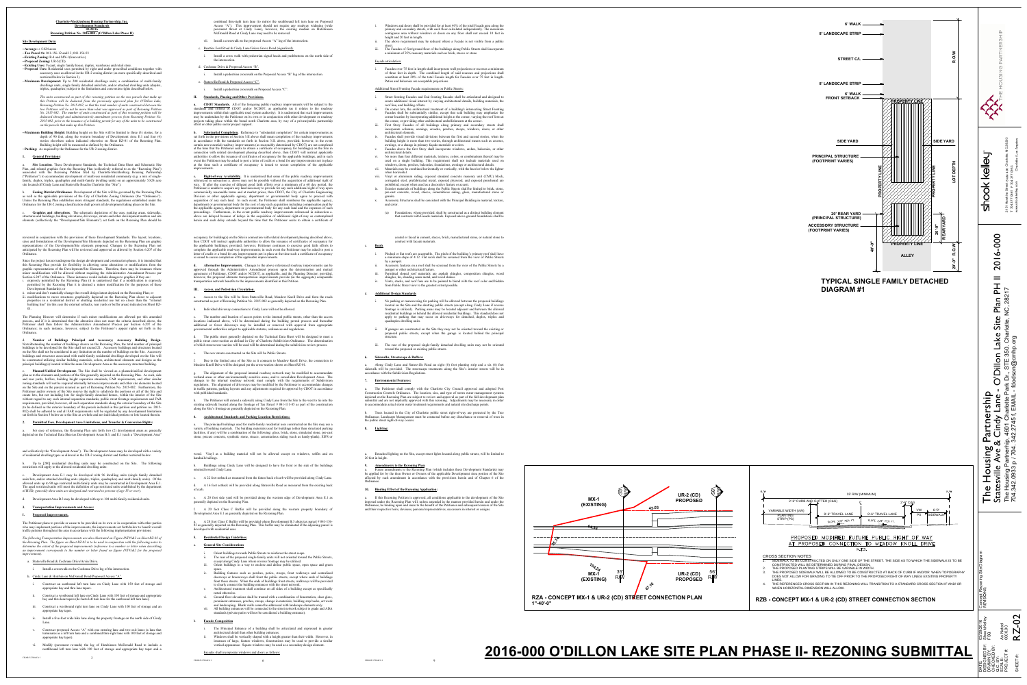**Charlotte-Mecklenburg Housing Partnership, Inc.**
**Development Standards**
**03/28/16**
**Rezoning Petition No. 2016-000 (O'Dillon Lake Phase II)**

**Site Development Data:**

--**Acreage:** ± 5.824 acres
--**Tax Parcel #s:** 041-156-12 and 13; 041-156-93
--**Existing Zoning:** R-4 and MX-1 (Innovative)
--**Proposed Zoning:** UR-2(CD)
--**Existing Uses:** Vacant, single family homes, duplex, townhomes and retail store.
--**Proposed Uses:** Residential uses permitted by right and under prescribed conditions together with accessory uses as allowed in the UR-2 zoning district (as more specifically described and restricted below in Section 3).
--**Maximum Development:** Up to 200 residential dwelling units; a combination of multi-family dwelling units, single family detached units/lots, and/or attached dwelling units (duplex, triplex, quadraplex) subject to the limitations and conversion rights described below.

*The units constructed as part of this rezoning petition on the two parcels that make up this Petition will be deducted from the previously approved plan for O'Dillon Lake, Rezoning Petition No. 2015-082, so that the total number of units constructed between the two Petitions will be not be more than what was approved as part of Rezoning Petition No. 2015-082. The number of units constructed as part of this rezoning petition will be deducted through and administratively amendment process from Rezoning Petition No. 2015-082, prior to the issuance of a building permit for any of the units to be constructed on the parcels that make up this Petition.*

--**Maximum Building Height:** Building height on the Site will be limited to three (3) stories, for a depth of 90 feet, along the western boundary of Development Area E.1 and four (4) stories elsewhere unless indicated otherwise on Sheet RZ-01 of the Rezoning Plan. Building height will be measured as defined by the Ordinance.
--**Parking:** As required by the Ordinance for the UR-2 zoning district.

**1. General Provisions:**

a. **Site Location.** These Development Standards, the Technical Data Sheet and Schematic Site Plan, and related graphics form the Rezoning Plan (collectively referred to as the "Rezoning Plan") associated with the Rezoning Petition filed by Charlotte-Mecklenburg Housing Partnership ("Petitioner") to accommodate development of multi-use residential community (e.g. a mix of single-family, duplex, triplex, quadraplex and multi-family units) on an approximately 5.824 acre site located off Cindy Lane and Statesville Road in Charlotte (the "Site").

b. **Zoning Districts/Ordinance.** Development of the Site will be governed by the Rezoning Plan as well as the applicable provisions of the City of Charlotte Zoning Ordinance (the "Ordinance"). Unless the Rezoning Plan establishes more stringent standards, the regulations established under the Ordinance for the UR-2 zoning classification shall govern all development taking place on the Site.

c. **Graphics and Alterations.** The schematic depictions of the uses, parking areas, sidewalks, structures and buildings, building elevations, driveways, streets and other development matters and site elements (collectively the "Development/Site Elements") set forth on the Rezoning Plan should be reviewed in conjunction with the provisions of these Development Standards. The layout, locations, sizes and formulations of the Development/Site Elements depicted on the Rezoning Plan are graphic representations of the Development/Site elements proposed. Changes to the Rezoning Plan not anticipated by the Rezoning Plan will be reviewed and approved as allowed by Section 6.207 of the Ordinance.

Since the project has not undergone the design development and construction phases, it is intended that this Rezoning Plan provide for flexibility in allowing some alterations or modifications from the graphic representations of the Development/Site Elements. Therefore, there may be instances where minor modifications will be allowed without requiring the Administrative Amendment Process per Section 6.207 of the Ordinance. These instances would include changes to graphics if they are:

i. expressly permitted by the Rezoning Plan (it is understood that if a modification is expressly permitted by the Rezoning Plan it is deemed a minor modification for the purposes of these Development Standards); or
ii. minor and don't materially change the overall design intent depicted on the Rezoning Plan; or
iii. modifications to move structures graphically depicted on the Rezoning Plan closer to adjacent properties in a residential district or abutting residential use but no closer than the "external building line" (in this case the external setbacks, rear yards or buffer areas) indicated on Sheet RZ-01.

The Planning Director will determine if such minor modifications are allowed per this amended process, and if it is determined that the alteration does not meet the criteria described above, the Petitioner shall then follow the Administrative Amendment Process per Section 6.207 of the Ordinance; in each instance, however, subject to the Petitioner's appeal rights set forth in the Ordinance.

d. **Number of Buildings Principal and Accessory; Accessory Building Design.** Notwithstanding the number of buildings shown on the Rezoning Plan, the total number of principal buildings to be developed for the Site shall not exceed 21. Accessory buildings and structures located on the Site shall not be considered in any limitation on the number of buildings on the Site. Accessory buildings and structures associated with multi-family residential dwellings developed on the Site will be constructed utilizing similar building materials, colors, architectural elements and designs as the principal building(s) located within the same Development Area as the accessory structure/building.

e. **Planned/Unified Development.** The Site shall be viewed as a planned/unified development plan as to the elements and portions of the Site generally depicted on the Rezoning Plan. As such, side and rear yards, buffers, building height separation standards, FAR requirements, and other similar zoning standards will not be required internally between improvements and other site elements located on the Site and on the parcels rezoned as part of Rezoning Petition No. 2015-082. Furthermore, the Petitioner and/or owners of the Site reserve the right to subdivide the portions or all of the Site and create lots, not including lots for single-family detached homes, within the interior of the Site without regard to any such internal separation standards, public street frontage requirements and FAR requirements, provided, however, all such separation standards along the exterior boundary of the Site (to be defined as the exterior boundary of the parcels included in this petition and petition no. 2015-082) shall be adhered to and all FAR requirements will be regulated by any development limitations set forth in Section 3 below as to the Site as a whole and not individual portions or lots located therein.

**2. Permitted Uses, Development Area Limitations, and Transfer & Conversion Rights:**

a. For ease of reference, the Rezoning Plan sets forth two (2) development areas as generally depicted on the Technical Data Sheet as Development Areas B.3, and E.1 (each a "Development Area" and collectively the "Development Areas"). The Development Areas may be developed with a variety of residential dwelling types as allowed in the UR-2 zoning district and further restricted below:

b. Up to [200] residential dwelling units may be constructed on the Site. The following restrictions will apply to the allowed residential dwelling units:

c. Development Area E.1 may be developed with 96 dwelling units (single family detached units/lots, and/or attached dwelling units (duplex, triplex, quadraplex) and multi-family units). Of the allowed units up to 98 age restricted multi-family units may be constructed in Development Area E.1. The aged restricted units will meet the definition of age restricted units established by the department of HUD; *generally these units are designed and restricted to persons of age 55 or over).*

d. Development Area B.3 may be developed with up to 104 multi-family residential units.

**3. Transportation Improvements and Access:**

**I. Proposed Improvements:**

The Petitioner plans to provide or cause to be provided on its own or in cooperation with other parties who may implement portions of the improvements, the improvements set forth below to benefit overall traffic patterns throughout the area in accordance with the following implementation provisions:

*The following Transportation Improvements are also illustrated on Figure INT#4 2 on Sheet RZ-02 of the Rezoning Plan. The figure on Sheet RZ-02 is to be used in conjunction with the following notes to determine the extent of the proposed improvements (reference to a number or letter when describing an improvement corresponds to the number or letter found on figure INT#4-2 for the proposed improvement).*

a. Statesville Road & Cochrane Drive/Arnie Drive:
 i. Install a crosswalk on the Cochrane Drive leg of the intersection.

b. Cindy Lane & Hutchinson McDonald Road/Proposed Access "A":
 i. Construct an eastbound left turn lane on Cindy Lane with 150 feet of storage and appropriate bay and thru lane tapers.
 ii. Construct a westbound left lane on Cindy Lane with 100 feet of storage and appropriate bay and thru lane tapers (in-faces left lane lane for the eastbound left turn lane).
 iii. Construct a westbound right turn lane on Cindy Lane with 100 feet of storage and an appropriate bay taper.
 iv. Install a five-foot wide bike lane along the property frontage on the north side of Cindy Lane.
 v. Construct proposed Access "A" with one entering lane and two exit lanes (a lane that terminates as a left turn lane and a combined thru-right lane with 100 feet of storage and appropriate bay taper).
 vi. Modify (pavement re-mark) the leg of Hutchinson McDonald Road to include a northbound left turn lane with 100 feet of storage and appropriate bay taper and a combined thru/right turn lane (to mirror the southbound left turn lane on Proposed Access "A"). This improvement should not require any roadway widening (with pavement thrust at Cindy Lane); however, the existing median on Hutchinson McDonald Road at Cindy Lane may need to be removed.
 vii. Install a crosswalk on the proposed Access "A" leg of the intersection.

c. Beatties Ford Road & Cindy Lane/Grove Drive (Grove Road Signalized):
 i. Install a cross walk with pedestrian signal heads and pushbuttons on the north side of the intersection.

d. Cochrane Drive & Proposed Access "B":
 i. Install a pedestrian crosswalk on the Proposed Access "B" leg of the intersection.

e. Statesville Road & Proposed Access "C":
 i. Install a pedestrian crosswalk on Proposed Access "C".

**II. Standards, Phasing and Other Provisions.**

a. **CDOT Standards.** All of the foregoing public roadway improvements will be subject to the standards and criteria of CDOT and/or NCDOT, as applicable (as it relates to the roadway improvements within their applicable road system authority). It is understood that such improvements may be undertaken by the Petitioner on its own or in conjunction with other development or roadway projects taking place within the broad north Charlotte area, by way of a private/public partnership effort or other public sector project support.

b. **Substantial Completion.** Reference to "substantial completion" for certain improvements as set forth in the provisions of Section 3.II above shall mean completion of the roadway improvements in accordance with the standards set forth in Section 3.II above, provided, however, in the event certain non-essential roadway improvements (as reasonably determined by CDOT) are not completed at the time that the Petitioner seeks to obtain a certificate of occupancy for building(s) on the Site in connection with related development phasing described above, then CDOT will instruct applicable authorities to allow the issuance of certificates of occupancy for the applicable buildings, and in such event the Petitioner may be asked to post a letter of credit or a bond for any improvements not in place at the time such a certificate of occupancy is issued to secure completion of the applicable improvements.

c. **Right-of-way Availability.** It is understood that some of the public roadway improvements referenced in subsection a. above may not be possible without the acquisition of additional right of way. If after the exercise of diligent good faith efforts over a minimum of a 60 day period, the Petitioner is unable to acquire any land necessary to provide for any such additional right of way upon commercially reasonable terms and at market prices, then CDOT, the City of Charlotte Engineering Division or other applicable agency, department or governmental body agree to proceed with acquisition of any such land. In such event, the Petitioner shall reimburse the applicable agency, department or governmental body for the cost of any such acquisition including compensation paid by the applicable agency, department or governmental body for any such land and the expenses of such proceedings. Furthermore, in the event public roadway improvements referenced in subsection a. above are delayed because of delays in the acquisition of additional right-of-way as contemplated herein and such delay extends beyond the time that the Petitioner seeks to obtain a certificate of occupancy for building(s) on the Site in connection with related development phasing described above, then CDOT will instruct applicable authorities to allow the issuance of certificates of occupancy for the applicable buildings; provided, however, Petitioner continues to exercise good faith efforts to complete the applicable road-way improvements; in such event the Petitioner may be asked to post a letter of credit or a bond for any improvements not in place at the time such a certificate of occupancy is issued to secure completion of the applicable improvements.

d. **Alternative Improvements.** Changes to the above referenced roadway improvements can be approved through the Administrative Amendment process upon the determination and mutual agreement of Petitioner, CDOT and/or NCDOT, as applicable, and the Planning Director, provided, however, the proposed alternative transportation improvements provide (in the aggregate) comparable transportation network benefits to the improvements identified in this Petition.

**III. Access and Pedestrian Circulation.**

a. Access to the Site will be from Statesville Road, Meadow Knoll Drive and from the roads constructed as part of Rezoning Petition No. 2015-082 as generally depicted on the Rezoning Plan.

b. Individual driveway connections to Cindy Lane will not be allowed.

c. The number and location of access points to the internal public streets; other than the access locations indicated above, will be determined during the building permit process and thereafter additional or fewer accesses may be constructed with appropriate approval from appropriate governmental authorities subject to applicable statutes, ordinances and regulations.

d. The public street generally depicted on the Technical Data Sheet will be designed to meet a public street cross-section as defined in City of Charlotte Subdivision Ordinance. The determination of which street cross-section will be used will be determined during the subdivision review process.

e. The new streets constructed on the Site will be Public Streets.

f. Due to the limited area of the Site as it connects to Meadow Knoll Drive, the connection to Meadow Knoll Drive will be designed per the cross-section shown on Sheet RZ-01.

g. The alignment of the proposed internal roadway network may be modified to accommodate wetland areas or other environmentally sensitive areas, and to consolidate Development Areas. The changes to the internal roadway network must comply with the requirements of Subdivision regulations. The alignment of driveways may be modified by the Petitioner to accommodate changes in traffic patterns, parking layouts and any adjustments required for approval by CDOT in accordance with published standards.

h. The Petitioner will extend a sidewalk along Cindy Lane from the Site to the west to tie into the existing sidewalk located along the frontage of Tax Parcel # 041-131-05 as part of the construction along the Site's frontage as generally depicted on the Rezoning Plan.

**4. Architectural Standards and Parking Location Restrictions:**

a. The principal buildings used for multi-family residential uses constructed on the Site may use a variety of building materials. The building materials used for buildings (other than structured parking facilities, if any) will be a combination of the following: glass, brick, stone, simulated stone, pre-cast stone, precast concrete, synthetic stone, stucco, cementitious siding (such as hardi-plank), EIFS or wood. Vinyl as a building material will not be allowed except on windows, soffits and on handrails/railings.

b. Buildings along Cindy Lane will be designed to have the front or the side of the buildings oriented toward Cindy Lane.

c. A 22 foot setback as measured from the future back of curb will be provided along Cindy Lane.

d. A 16 foot setback will be provided along Statesville Road as measured from the existing back of curb.

e. A 20 foot side yard will be provided along the western edge of Development Area E.1 as generally depicted on the Rezoning Plan.

f. A 20 foot Class C Buffer will be provided along the western property boundary of Development Area E.1 as generally depicted on the Rezoning Plan.

g. A 20 foot Class C Buffer will be provided where Development B.3 abuts tax parcel # 041-156-81 as generally depicted on the Rezoning Plan. This buffer may be eliminated if the adjoining parcel is developed with residential uses.

**5. Residential Design Guidelines.**

a. **General Site Considerations**
 i. Orient buildings towards Public Streets to reinforce the street scape.
 ii. The rear of the proposed single family units will not oriented toward the Public Streets, except along Cindy Lane where reverse frontage may be utilized.
 iii. Orient buildings in a way to enclose and define public space, open space and green space.
 iv. Building features such as porches, patios, stoops, front walkways and centralized doorways or breezeways shall front the public streets, except where ends of buildings front these streets. When the ends of buildings front streets, walkways will be provided to clearly connect the building entrances with the street network.
 v. Architectural treatment shall continue on all sides of a building except as specifically noted otherwise.
 vi. Ground floor elevations shall be treated with a combination of fenestration, clear glass, prominent entrances, porches, stoops, change in materials, building step backs, art work and landscaping. Blank walls cannot be addressed with landscape elements only.
 vii. All building entrances will be connected to the street network subject to grade and ADA standards (private patios will not be considered a building entrance).

b. **Facade Composition**
 i. The Principal Entrance of a building shall be articulated and expressed in greater architectural detail than other building entrances.
 ii. Windows shall be vertically shaped with a height greater than their width. However, in instances of large, feature windows, fenestrations may be used to provide a similar vertical appearance. Square windows may be used as a secondary design element.

Facades shall incorporate windows and doors as follows:
 i. Windows and doors shall be provided for at least 40% of the total Facade area along the primary and secondary streets, with each floor calculated independently. The maximum contiguous area without windows or doors on any floor shall not exceed 10 feet in height and 20 feet in length.
 ii. The above requirement may be reduced where a Facade is not visible from a public street.
 iii. The Facades of foreground floor of the buildings along Public Streets shall incorporate a minimum of 25% masonry materials such as brick, stucco or stone.

Facade articulation:
 i. Facades over 75 feet in length shall incorporate wall projections or recesses a minimum of three feet in depth. The combined length of said recesses and projections shall constitute at least 20% of the total Facade length for Facades over 75 feet in length. Patios and balconies are acceptable projections.

Additional Street Fronting Facade requirements on Public Streets:
 i. Street fronting Facades and End fronting Facades shall be articulated and designed to create additional visual interest by varying architectural details, building materials, the roof line, and building offsets.
 ii. On corner lots, the architectural treatment of a building's intersecting Street Fronting Facades shall be substantially similar, except that said building may emphasize the corner location by incorporating additional height at the corner, varying the roof line at the corner, or providing other architectural embellishments at the corner.
 iii. First Story Facades of all buildings along primary and secondary streets shall incorporate columns, awnings, arcades, porches, stoops, windows, doors, or other architectural elements.
 iv. Facades shall provide visual divisions between the first and second stories; when the building height is more than two stories, through architectural means such as cornice, awnings, or a change in primary facade materials or colors.
 v. Facades above the first Story shall incorporate windows, arches, balconies, or other architectural details.
 vi. No more than four different materials, textures, or combinations thereof may be used on a single building. This requirement shall not include materials used on windows, doors, porches, balconies, foundations, awnings or architectural details.
 vii. Materials may be combined horizontally or vertically, with the heavier below the lighter when horizontal.
 viii. Vinyl or aluminum siding, exposed standard concrete masonry unit (CMU) block, corrugated steel, prefabricated metal, exposed plywood, and exposed pressboard are prohibited, except when used as a decorative feature or accent.
 ix. Exterior materials of buildings along the Public Streets shall be limited to brick, stone, pre-cast concrete, wood, stucco, cementitious siding, glass, manufactured stone or granite.
 x. Accessory Structures shall be consistent with the Principal Building in material, texture, and color.
  (a) Foundations; where provided, shall be constructed as a distinct building element that contrasts with Facade materials. Exposed above-ground foundations shall be coated or faced in cement, stucco, brick, manufactured stone, or natural stone to contrast with facade materials.

c. **Roofs**
 i. Pitched roofs that roofs are acceptable. The pitch of the building's primary roof shall have a minimum slope of 4:12. Flat roofs shall be screened from the view of Public Streets by a parapet.
 ii. Accessory features on a roof shall be screened from the view of the Public Streets by a parapet or other architectural feature.
 iii. Permitted sloped roof materials are asphalt shingles, composition shingles, wood shingles, tin, standing seam metal, and wood shakes.
 iv. Vents, stacks, and roof fans are to be painted to blend with the roof color and hidden from Public Street view to the greatest extent possible.

d. **Additional Design Standards**
 i. No parking or maneuvering for parking will be allowed between the proposed buildings located on the Site and the abutting public streets (except along Cindy Lane if reverse frontage is utilized). Parking areas may be located adjacent and between the allowed residential buildings or behind the allowed residential buildings. This standard does not apply to parking that may occur on driveways for detached, duplex, triplex and quadraplex dwelling units.
 ii. If garages are constructed on the Site they may not be oriented toward the existing or proposed public streets, except when the garage is located behind the principal structure.
 iii. The rear of the proposed single-family detached dwelling units may not be oriented toward the proposed or existing public streets.

**6. Sidewalks, Streetscape & Buffers:**

a. Along Cindy Lane and Statesville Road an eight (8) foot planting strip and a six (6) foot sidewalk will be provided. The streetscape treatments along the Site's interior streets will be in accordance with the Subdivision Regulations.

**7. Environmental Features:**

a. The Petitioner shall comply with the Charlotte City Council approved and adopted Post Construction Controls Ordinance. The location, size, and type of storm water management systems depicted on the Rezoning Plan are subject to review and approval as part of the full development plan submittal and are not implicitly approved with this rezoning. Adjustments may be necessary in order to accommodate actual storm water treatment requirements and natural site discharge points.

b. Trees located in the City of Charlotte public street right-of-way are protected by the Tree Ordinance. Landscape Management must be contacted before any disturbance or removal of trees in the public street right-of-way occurs.

**8. Lighting:**

a. Detached lighting on the Site, except street lights located along public streets, will be limited to 20 feet in height.

**9. Amendments to the Rezoning Plan:**

a. Future amendments to the Rezoning Plan (which includes these Development Standards) may be applied for by the then Owner or Owners of the applicable Development Area portion of the Site affected by such amendment in accordance with the provisions herein and of Chapter 6 of the Ordinance.

**10. Binding Effect of the Rezoning Application:**

a. If this Rezoning Petition is approved, all conditions applicable to the development of the Site imposed under the Rezoning Plan will, unless amended in the manner provided herein and under the Ordinance, be binding upon and inure to the benefit of the Petitioner and subsequent owners of the Site and their respective heirs, devisees, personal representatives, successors in interest or assigns.

6' WALK
8' LANDSCAPE STRIP
STREET C/L
8' LANDSCAPE STRIP
6' WALK
FRONT SETBACK
R.O.W.
PROPERTY LINE
SIDE YARD
SIDE YARD
PRINCIPAL STRUCTURE (FOOTPRINT VARIES)
LOT DEPTH
20' REAR YARD (PRINCIPAL STRUCTURE)
ACCESSORY STRUCTURE (FOOTPRINT VARIES)
20'-0" REAR YARD
ALLEY
20'-0" R.O.W.

**TYPICAL SINGLE FAMILY DETACHED DIAGRAM #1**

MX-1 (EXISTING)
UR-2 (CD) PROPOSED
MX-1 (EXISTING)
UR-2 (CD) PROPOSED
R/W

**RZA - CONCEPT MX-1 & UR-2 (CD) STREET CONNECTION PLAN**
1" = 40'-0"

35' R/W (MINIMUM)
2'-6" CURB AND GUTTER (C&G)
VARIABLE WIDTH (VW) PLANTING STRIP (PS)
9'-6" TRAVEL LANE
9'-6" TRAVEL LANE
2'-6" C&G
VW
6'-0" SIDEWALK

**PROPOSED MODIFIED FUTURE PUBLIC RIGHT OF WAY AT PROPOSED CONNECTION TO MEADOW KNOLL DRIVE**

CROSS SECTION NOTES
1. SIDEWALK TO BE CONSTRUCTED ON ONLY ONE SIDE OF THE STREET. THE SIDE AS TO WHICH THE SIDEWALK IS TO BE CONSTRUCTED WILL BE DETERMINED DURING FINAL DESIGN.
2. THE PROPOSED PLANTING STRIPS WILL BE VARIABLE IN WIDTH.
3. THE PROPOSED SIDEWALK WILL BE ALLOWED TO BE CONSTRUCTED AT BACK OF CURB IF AND/OR WHEN TOPOGRAPHY DOES NOT ALLOW FOR GRADING TO TIE OFF PRIOR TO THE PROPOSED RIGHT-OF-WAY LINES/EXISTING PROPERTY LINES.
4. THE REFERENCED CROSS SECTION IN THIS REZONING WILL TRANSITION TO A STANDARD CROSS SECTION IF AND/OR WHEN HORIZONTAL DIMENSION WILL ALLOW.

**RZB - CONCEPT MX-1 & UR-2 (CD) STREET CONNECTION SECTION**

**2016-000 O'DILLON LAKE SITE PLAN PHASE II- REZONING SUBMITTAL**

THE HOUSING PARTNERSHIP

shook kelley
2151 Hawkins Street Suite 400 Charlotte, NC 28203
T 704.377.0661 F 704.377.0953
www.shookkelley.com
Charlotte | Los Angeles

The Housing Partnership
Statesville Ave & Cindy Lane O'Dillon Lake Site Plan PH II 2016-000
The Housing Partnership, 4801 Charlotte Park Dr., STE 350, Charlotte, NC, 28217
704.342.0933 p / 704.342.2745 f, EMAIL - fdodson@cmhp.org

Concept Rezoning Site Diagram
REVISIONS

DATE: 03/28/2016
DESIGNED BY: Shook Kelley
DRAWN BY: FSQ
CHECKED BY:
SCALE: As Noted
PROJECT #: 00010
SHEET #: RZ-02